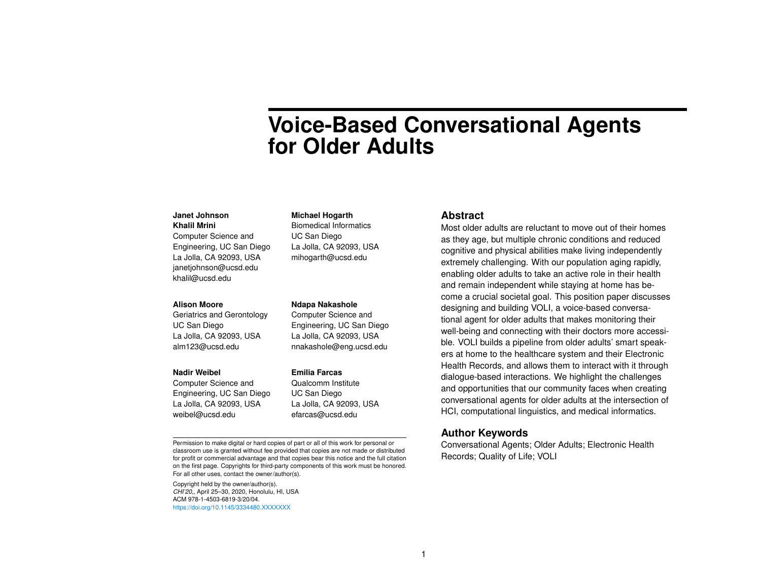# Voice-Based Conversational Agents for Older Adults

**Janet Johnson**
**Khalil Mrini**
Computer Science and Engineering, UC San Diego
La Jolla, CA 92093, USA
janetjohnson@ucsd.edu
khalil@ucsd.edu

**Michael Hogarth**
Biomedical Informatics
UC San Diego
La Jolla, CA 92093, USA
mihogarth@ucsd.edu

**Alison Moore**
Geriatrics and Gerontology
UC San Diego
La Jolla, CA 92093, USA
alm123@ucsd.edu

**Ndapa Nakashole**
Computer Science and Engineering, UC San Diego
La Jolla, CA 92093, USA
nnakashole@eng.ucsd.edu

**Nadir Weibel**
Computer Science and Engineering, UC San Diego
La Jolla, CA 92093, USA
weibel@ucsd.edu

**Emilia Farcas**
Qualcomm Institute
UC San Diego
La Jolla, CA 92093, USA
efarcas@ucsd.edu

Permission to make digital or hard copies of part or all of this work for personal or classroom use is granted without fee provided that copies are not made or distributed for profit or commercial advantage and that copies bear this notice and the full citation on the first page. Copyrights for third-party components of this work must be honored. For all other uses, contact the owner/author(s).

Copyright held by the owner/author(s).
*CHI'20,*, April 25–30, 2020, Honolulu, HI, USA
ACM 978-1-4503-6819-3/20/04.
https://doi.org/10.1145/3334480.XXXXXXX

## Abstract

Most older adults are reluctant to move out of their homes as they age, but multiple chronic conditions and reduced cognitive and physical abilities make living independently extremely challenging. With our population aging rapidly, enabling older adults to take an active role in their health and remain independent while staying at home has become a crucial societal goal. This position paper discusses designing and building VOLI, a voice-based conversational agent for older adults that makes monitoring their well-being and connecting with their doctors more accessible. VOLI builds a pipeline from older adults' smart speakers at home to the healthcare system and their Electronic Health Records, and allows them to interact with it through dialogue-based interactions. We highlight the challenges and opportunities that our community faces when creating conversational agents for older adults at the intersection of HCI, computational linguistics, and medical informatics.

## Author Keywords

Conversational Agents; Older Adults; Electronic Health Records; Quality of Life; VOLI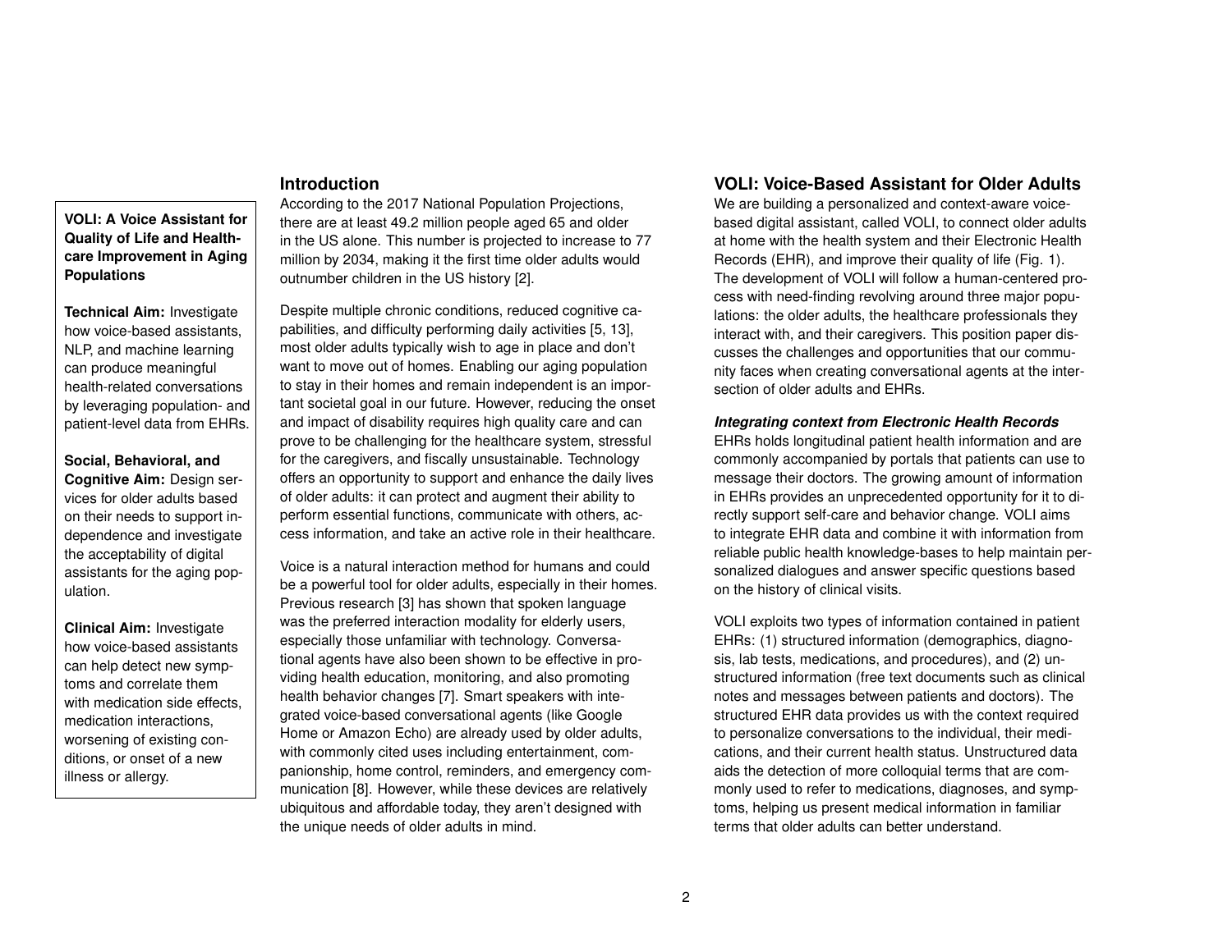**VOLI: A Voice Assistant for Quality of Life and Healthcare Improvement in Aging Populations**

**Technical Aim:** Investigate how voice-based assistants, NLP, and machine learning can produce meaningful health-related conversations by leveraging population- and patient-level data from EHRs.

**Social, Behavioral, and Cognitive Aim:** Design services for older adults based on their needs to support independence and investigate the acceptability of digital assistants for the aging population.

**Clinical Aim:** Investigate how voice-based assistants can help detect new symptoms and correlate them with medication side effects, medication interactions, worsening of existing conditions, or onset of a new illness or allergy.

## Introduction

According to the 2017 National Population Projections, there are at least 49.2 million people aged 65 and older in the US alone. This number is projected to increase to 77 million by 2034, making it the first time older adults would outnumber children in the US history [2].

Despite multiple chronic conditions, reduced cognitive capabilities, and difficulty performing daily activities [5, 13], most older adults typically wish to age in place and don't want to move out of homes. Enabling our aging population to stay in their homes and remain independent is an important societal goal in our future. However, reducing the onset and impact of disability requires high quality care and can prove to be challenging for the healthcare system, stressful for the caregivers, and fiscally unsustainable. Technology offers an opportunity to support and enhance the daily lives of older adults: it can protect and augment their ability to perform essential functions, communicate with others, access information, and take an active role in their healthcare.

Voice is a natural interaction method for humans and could be a powerful tool for older adults, especially in their homes. Previous research [3] has shown that spoken language was the preferred interaction modality for elderly users, especially those unfamiliar with technology. Conversational agents have also been shown to be effective in providing health education, monitoring, and also promoting health behavior changes [7]. Smart speakers with integrated voice-based conversational agents (like Google Home or Amazon Echo) are already used by older adults, with commonly cited uses including entertainment, companionship, home control, reminders, and emergency communication [8]. However, while these devices are relatively ubiquitous and affordable today, they aren't designed with the unique needs of older adults in mind.

## VOLI: Voice-Based Assistant for Older Adults

We are building a personalized and context-aware voice-based digital assistant, called VOLI, to connect older adults at home with the health system and their Electronic Health Records (EHR), and improve their quality of life (Fig. 1). The development of VOLI will follow a human-centered process with need-finding revolving around three major populations: the older adults, the healthcare professionals they interact with, and their caregivers. This position paper discusses the challenges and opportunities that our community faces when creating conversational agents at the intersection of older adults and EHRs.

### *Integrating context from Electronic Health Records*

EHRs holds longitudinal patient health information and are commonly accompanied by portals that patients can use to message their doctors. The growing amount of information in EHRs provides an unprecedented opportunity for it to directly support self-care and behavior change. VOLI aims to integrate EHR data and combine it with information from reliable public health knowledge-bases to help maintain personalized dialogues and answer specific questions based on the history of clinical visits.

VOLI exploits two types of information contained in patient EHRs: (1) structured information (demographics, diagnosis, lab tests, medications, and procedures), and (2) unstructured information (free text documents such as clinical notes and messages between patients and doctors). The structured EHR data provides us with the context required to personalize conversations to the individual, their medications, and their current health status. Unstructured data aids the detection of more colloquial terms that are commonly used to refer to medications, diagnoses, and symptoms, helping us present medical information in familiar terms that older adults can better understand.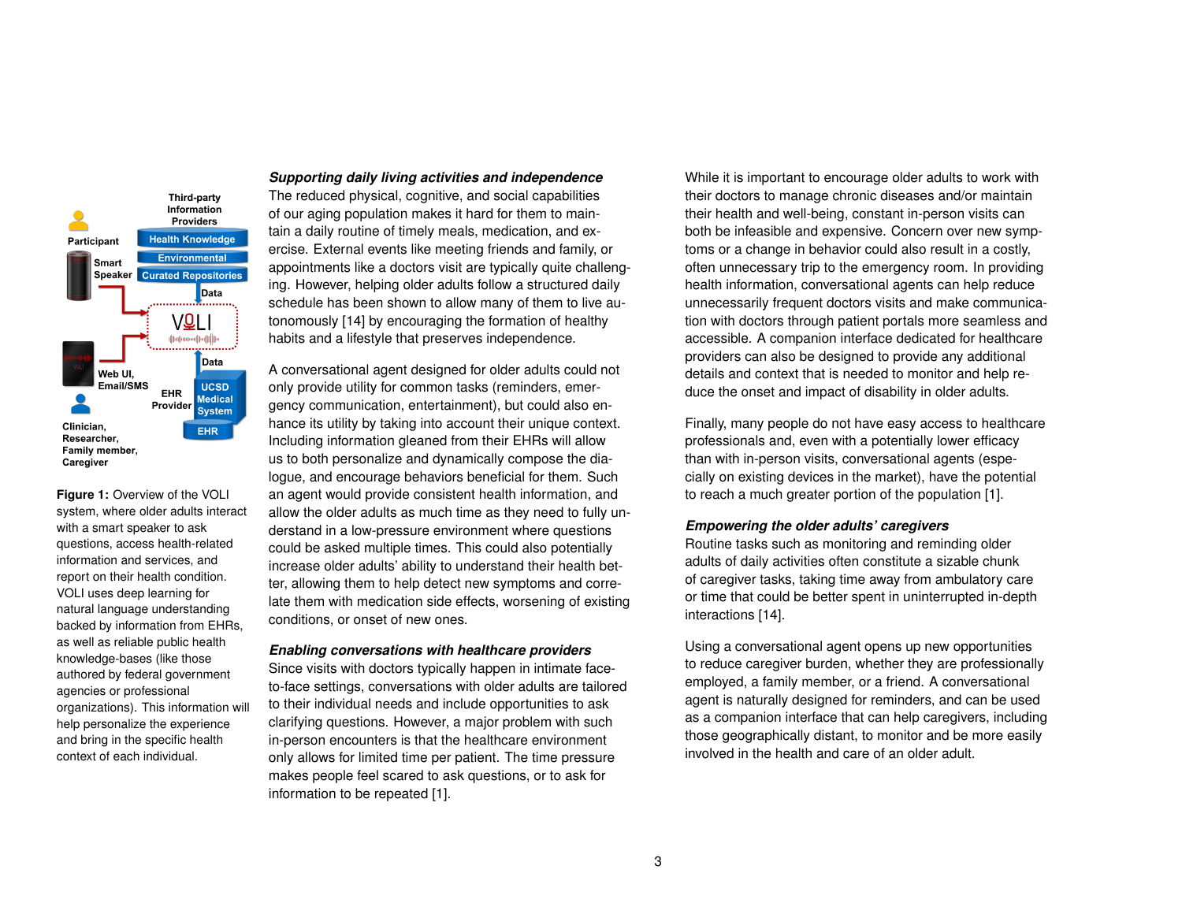**Figure 1:** Overview of the VOLI system, where older adults interact with a smart speaker to ask questions, access health-related information and services, and report on their health condition. VOLI uses deep learning for natural language understanding backed by information from EHRs, as well as reliable public health knowledge-bases (like those authored by federal government agencies or professional organizations). This information will help personalize the experience and bring in the specific health context of each individual.

### *Supporting daily living activities and independence*

The reduced physical, cognitive, and social capabilities of our aging population makes it hard for them to maintain a daily routine of timely meals, medication, and exercise. External events like meeting friends and family, or appointments like a doctors visit are typically quite challenging. However, helping older adults follow a structured daily schedule has been shown to allow many of them to live autonomously [14] by encouraging the formation of healthy habits and a lifestyle that preserves independence.

A conversational agent designed for older adults could not only provide utility for common tasks (reminders, emergency communication, entertainment), but could also enhance its utility by taking into account their unique context. Including information gleaned from their EHRs will allow us to both personalize and dynamically compose the dialogue, and encourage behaviors beneficial for them. Such an agent would provide consistent health information, and allow the older adults as much time as they need to fully understand in a low-pressure environment where questions could be asked multiple times. This could also potentially increase older adults' ability to understand their health better, allowing them to help detect new symptoms and correlate them with medication side effects, worsening of existing conditions, or onset of new ones.

### *Enabling conversations with healthcare providers*

Since visits with doctors typically happen in intimate face-to-face settings, conversations with older adults are tailored to their individual needs and include opportunities to ask clarifying questions. However, a major problem with such in-person encounters is that the healthcare environment only allows for limited time per patient. The time pressure makes people feel scared to ask questions, or to ask for information to be repeated [1].

While it is important to encourage older adults to work with their doctors to manage chronic diseases and/or maintain their health and well-being, constant in-person visits can both be infeasible and expensive. Concern over new symptoms or a change in behavior could also result in a costly, often unnecessary trip to the emergency room. In providing health information, conversational agents can help reduce unnecessarily frequent doctors visits and make communication with doctors through patient portals more seamless and accessible. A companion interface dedicated for healthcare providers can also be designed to provide any additional details and context that is needed to monitor and help reduce the onset and impact of disability in older adults.

Finally, many people do not have easy access to healthcare professionals and, even with a potentially lower efficacy than with in-person visits, conversational agents (especially on existing devices in the market), have the potential to reach a much greater portion of the population [1].

### *Empowering the older adults' caregivers*

Routine tasks such as monitoring and reminding older adults of daily activities often constitute a sizable chunk of caregiver tasks, taking time away from ambulatory care or time that could be better spent in uninterrupted in-depth interactions [14].

Using a conversational agent opens up new opportunities to reduce caregiver burden, whether they are professionally employed, a family member, or a friend. A conversational agent is naturally designed for reminders, and can be used as a companion interface that can help caregivers, including those geographically distant, to monitor and be more easily involved in the health and care of an older adult.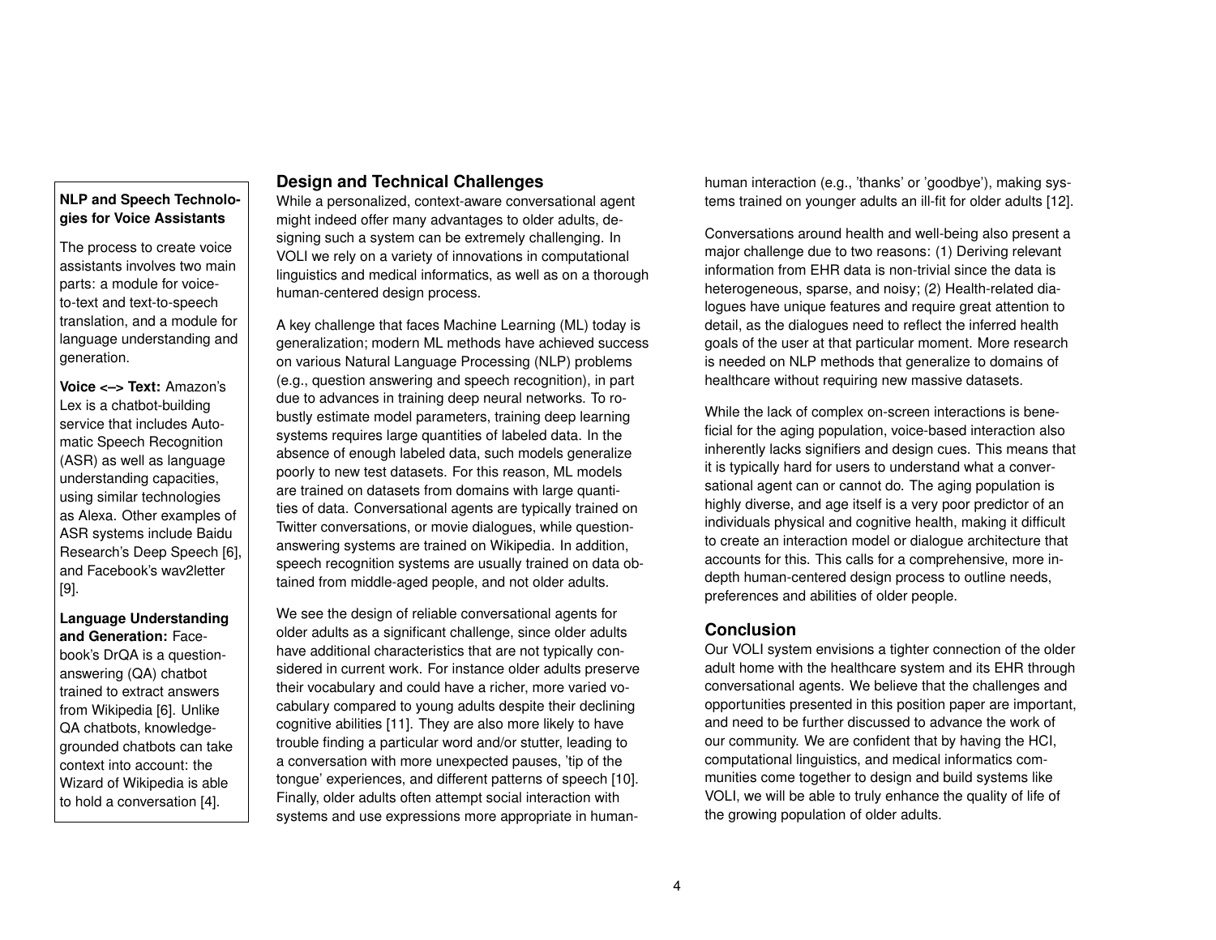**NLP and Speech Technologies for Voice Assistants**

The process to create voice assistants involves two main parts: a module for voice-to-text and text-to-speech translation, and a module for language understanding and generation.

**Voice <–> Text:** Amazon's Lex is a chatbot-building service that includes Automatic Speech Recognition (ASR) as well as language understanding capacities, using similar technologies as Alexa. Other examples of ASR systems include Baidu Research's Deep Speech [6], and Facebook's wav2letter [9].

**Language Understanding and Generation:** Facebook's DrQA is a question-answering (QA) chatbot trained to extract answers from Wikipedia [6]. Unlike QA chatbots, knowledge-grounded chatbots can take context into account: the Wizard of Wikipedia is able to hold a conversation [4].

## Design and Technical Challenges

While a personalized, context-aware conversational agent might indeed offer many advantages to older adults, designing such a system can be extremely challenging. In VOLI we rely on a variety of innovations in computational linguistics and medical informatics, as well as on a thorough human-centered design process.

A key challenge that faces Machine Learning (ML) today is generalization; modern ML methods have achieved success on various Natural Language Processing (NLP) problems (e.g., question answering and speech recognition), in part due to advances in training deep neural networks. To robustly estimate model parameters, training deep learning systems requires large quantities of labeled data. In the absence of enough labeled data, such models generalize poorly to new test datasets. For this reason, ML models are trained on datasets from domains with large quantities of data. Conversational agents are typically trained on Twitter conversations, or movie dialogues, while question-answering systems are trained on Wikipedia. In addition, speech recognition systems are usually trained on data obtained from middle-aged people, and not older adults.

We see the design of reliable conversational agents for older adults as a significant challenge, since older adults have additional characteristics that are not typically considered in current work. For instance older adults preserve their vocabulary and could have a richer, more varied vocabulary compared to young adults despite their declining cognitive abilities [11]. They are also more likely to have trouble finding a particular word and/or stutter, leading to a conversation with more unexpected pauses, 'tip of the tongue' experiences, and different patterns of speech [10]. Finally, older adults often attempt social interaction with systems and use expressions more appropriate in human-human interaction (e.g., 'thanks' or 'goodbye'), making systems trained on younger adults an ill-fit for older adults [12].

Conversations around health and well-being also present a major challenge due to two reasons: (1) Deriving relevant information from EHR data is non-trivial since the data is heterogeneous, sparse, and noisy; (2) Health-related dialogues have unique features and require great attention to detail, as the dialogues need to reflect the inferred health goals of the user at that particular moment. More research is needed on NLP methods that generalize to domains of healthcare without requiring new massive datasets.

While the lack of complex on-screen interactions is beneficial for the aging population, voice-based interaction also inherently lacks signifiers and design cues. This means that it is typically hard for users to understand what a conversational agent can or cannot do. The aging population is highly diverse, and age itself is a very poor predictor of an individuals physical and cognitive health, making it difficult to create an interaction model or dialogue architecture that accounts for this. This calls for a comprehensive, more in-depth human-centered design process to outline needs, preferences and abilities of older people.

## Conclusion

Our VOLI system envisions a tighter connection of the older adult home with the healthcare system and its EHR through conversational agents. We believe that the challenges and opportunities presented in this position paper are important, and need to be further discussed to advance the work of our community. We are confident that by having the HCI, computational linguistics, and medical informatics communities come together to design and build systems like VOLI, we will be able to truly enhance the quality of life of the growing population of older adults.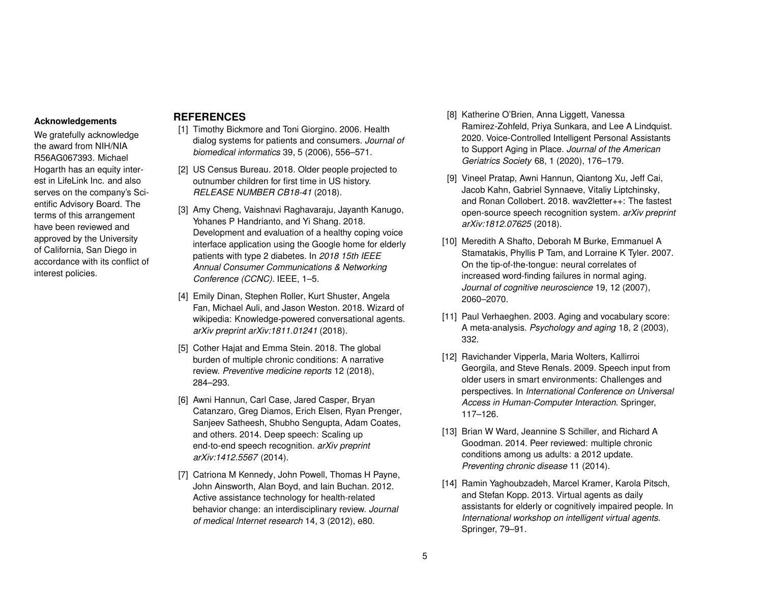#### Acknowledgements

We gratefully acknowledge the award from NIH/NIA R56AG067393. Michael Hogarth has an equity interest in LifeLink Inc. and also serves on the company's Scientific Advisory Board. The terms of this arrangement have been reviewed and approved by the University of California, San Diego in accordance with its conflict of interest policies.

## REFERENCES

[1] Timothy Bickmore and Toni Giorgino. 2006. Health dialog systems for patients and consumers. *Journal of biomedical informatics* 39, 5 (2006), 556–571.

[2] US Census Bureau. 2018. Older people projected to outnumber children for first time in US history. *RELEASE NUMBER CB18-41* (2018).

[3] Amy Cheng, Vaishnavi Raghavaraju, Jayanth Kanugo, Yohanes P Handrianto, and Yi Shang. 2018. Development and evaluation of a healthy coping voice interface application using the Google home for elderly patients with type 2 diabetes. In *2018 15th IEEE Annual Consumer Communications & Networking Conference (CCNC)*. IEEE, 1–5.

[4] Emily Dinan, Stephen Roller, Kurt Shuster, Angela Fan, Michael Auli, and Jason Weston. 2018. Wizard of wikipedia: Knowledge-powered conversational agents. *arXiv preprint arXiv:1811.01241* (2018).

[5] Cother Hajat and Emma Stein. 2018. The global burden of multiple chronic conditions: A narrative review. *Preventive medicine reports* 12 (2018), 284–293.

[6] Awni Hannun, Carl Case, Jared Casper, Bryan Catanzaro, Greg Diamos, Erich Elsen, Ryan Prenger, Sanjeev Satheesh, Shubho Sengupta, Adam Coates, and others. 2014. Deep speech: Scaling up end-to-end speech recognition. *arXiv preprint arXiv:1412.5567* (2014).

[7] Catriona M Kennedy, John Powell, Thomas H Payne, John Ainsworth, Alan Boyd, and Iain Buchan. 2012. Active assistance technology for health-related behavior change: an interdisciplinary review. *Journal of medical Internet research* 14, 3 (2012), e80.

[8] Katherine O'Brien, Anna Liggett, Vanessa Ramirez-Zohfeld, Priya Sunkara, and Lee A Lindquist. 2020. Voice-Controlled Intelligent Personal Assistants to Support Aging in Place. *Journal of the American Geriatrics Society* 68, 1 (2020), 176–179.

[9] Vineel Pratap, Awni Hannun, Qiantong Xu, Jeff Cai, Jacob Kahn, Gabriel Synnaeve, Vitaliy Liptchinsky, and Ronan Collobert. 2018. wav2letter++: The fastest open-source speech recognition system. *arXiv preprint arXiv:1812.07625* (2018).

[10] Meredith A Shafto, Deborah M Burke, Emmanuel A Stamatakis, Phyllis P Tam, and Lorraine K Tyler. 2007. On the tip-of-the-tongue: neural correlates of increased word-finding failures in normal aging. *Journal of cognitive neuroscience* 19, 12 (2007), 2060–2070.

[11] Paul Verhaeghen. 2003. Aging and vocabulary score: A meta-analysis. *Psychology and aging* 18, 2 (2003), 332.

[12] Ravichander Vipperla, Maria Wolters, Kallirroi Georgila, and Steve Renals. 2009. Speech input from older users in smart environments: Challenges and perspectives. In *International Conference on Universal Access in Human-Computer Interaction*. Springer, 117–126.

[13] Brian W Ward, Jeannine S Schiller, and Richard A Goodman. 2014. Peer reviewed: multiple chronic conditions among us adults: a 2012 update. *Preventing chronic disease* 11 (2014).

[14] Ramin Yaghoubzadeh, Marcel Kramer, Karola Pitsch, and Stefan Kopp. 2013. Virtual agents as daily assistants for elderly or cognitively impaired people. In *International workshop on intelligent virtual agents*. Springer, 79–91.